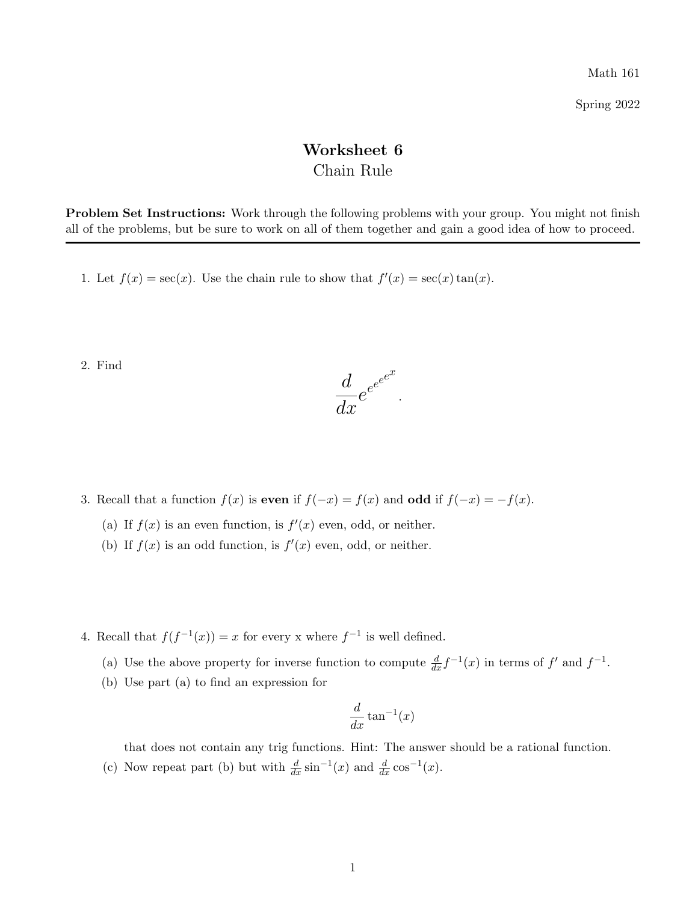Math 161

Spring 2022

# Worksheet 6
## Chain Rule

**Problem Set Instructions:** Work through the following problems with your group. You might not finish all of the problems, but be sure to work on all of them together and gain a good idea of how to proceed.

---

1. Let $f(x) = \sec(x)$. Use the chain rule to show that $f'(x) = \sec(x)\tan(x)$.

2. Find
$$\frac{d}{dx} e^{e^{e^{e^{e^{x}}}}}.$$

3. Recall that a function $f(x)$ is **even** if $f(-x) = f(x)$ and **odd** if $f(-x) = -f(x)$.
   (a) If $f(x)$ is an even function, is $f'(x)$ even, odd, or neither.
   (b) If $f(x)$ is an odd function, is $f'(x)$ even, odd, or neither.

4. Recall that $f(f^{-1}(x)) = x$ for every x where $f^{-1}$ is well defined.
   (a) Use the above property for inverse function to compute $\frac{d}{dx} f^{-1}(x)$ in terms of $f'$ and $f^{-1}$.
   (b) Use part (a) to find an expression for
   $$\frac{d}{dx} \tan^{-1}(x)$$
   that does not contain any trig functions. Hint: The answer should be a rational function.
   (c) Now repeat part (b) but with $\frac{d}{dx} \sin^{-1}(x)$ and $\frac{d}{dx} \cos^{-1}(x)$.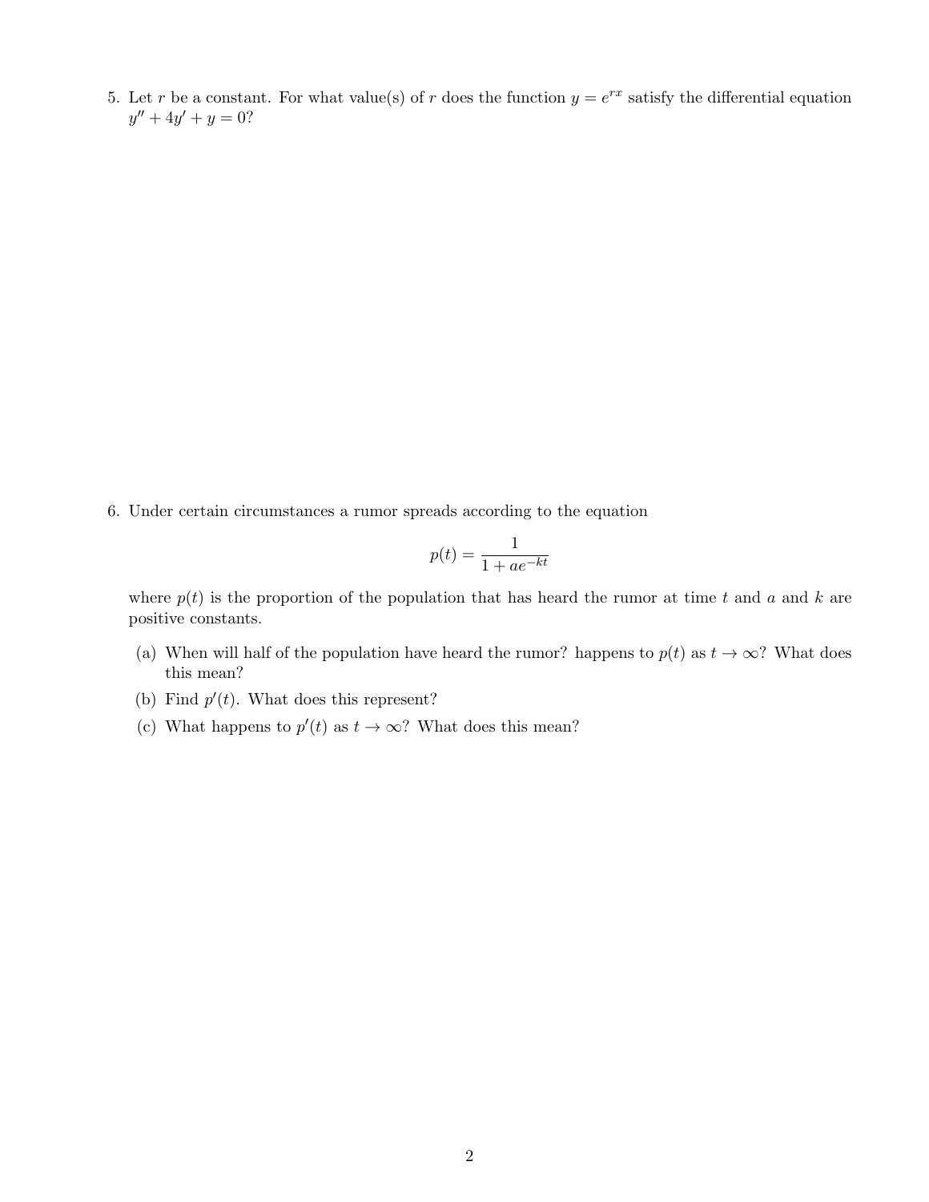5. Let $r$ be a constant. For what value(s) of $r$ does the function $y = e^{rx}$ satisfy the differential equation $y'' + 4y' + y = 0$?

6. Under certain circumstances a rumor spreads according to the equation

$$p(t) = \frac{1}{1 + ae^{-kt}}$$

where $p(t)$ is the proportion of the population that has heard the rumor at time $t$ and $a$ and $k$ are positive constants.

(a) When will half of the population have heard the rumor? happens to $p(t)$ as $t \to \infty$? What does this mean?

(b) Find $p'(t)$. What does this represent?

(c) What happens to $p'(t)$ as $t \to \infty$? What does this mean?